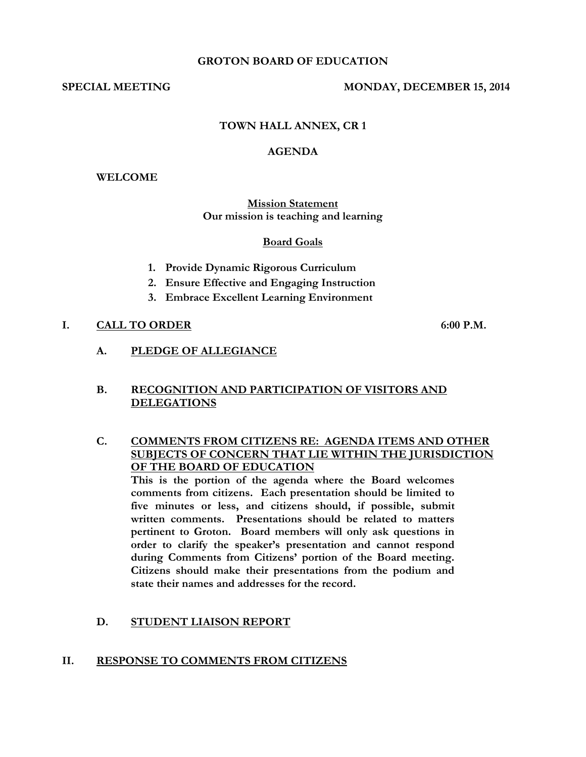# GROTON BOARD OF EDUCATION

**SPECIAL MEETING** **MONDAY, DECEMBER 15, 2014**

**TOWN HALL ANNEX, CR 1**

**AGENDA**

**WELCOME**

**Mission Statement**
**Our mission is teaching and learning**

**Board Goals**

1. **Provide Dynamic Rigorous Curriculum**
2. **Ensure Effective and Engaging Instruction**
3. **Embrace Excellent Learning Environment**

## I. CALL TO ORDER 6:00 P.M.

### A. PLEDGE OF ALLEGIANCE

### B. RECOGNITION AND PARTICIPATION OF VISITORS AND DELEGATIONS

### C. COMMENTS FROM CITIZENS RE: AGENDA ITEMS AND OTHER SUBJECTS OF CONCERN THAT LIE WITHIN THE JURISDICTION OF THE BOARD OF EDUCATION

**This is the portion of the agenda where the Board welcomes comments from citizens. Each presentation should be limited to five minutes or less, and citizens should, if possible, submit written comments. Presentations should be related to matters pertinent to Groton. Board members will only ask questions in order to clarify the speaker's presentation and cannot respond during Comments from Citizens' portion of the Board meeting. Citizens should make their presentations from the podium and state their names and addresses for the record.**

### D. STUDENT LIAISON REPORT

## II. RESPONSE TO COMMENTS FROM CITIZENS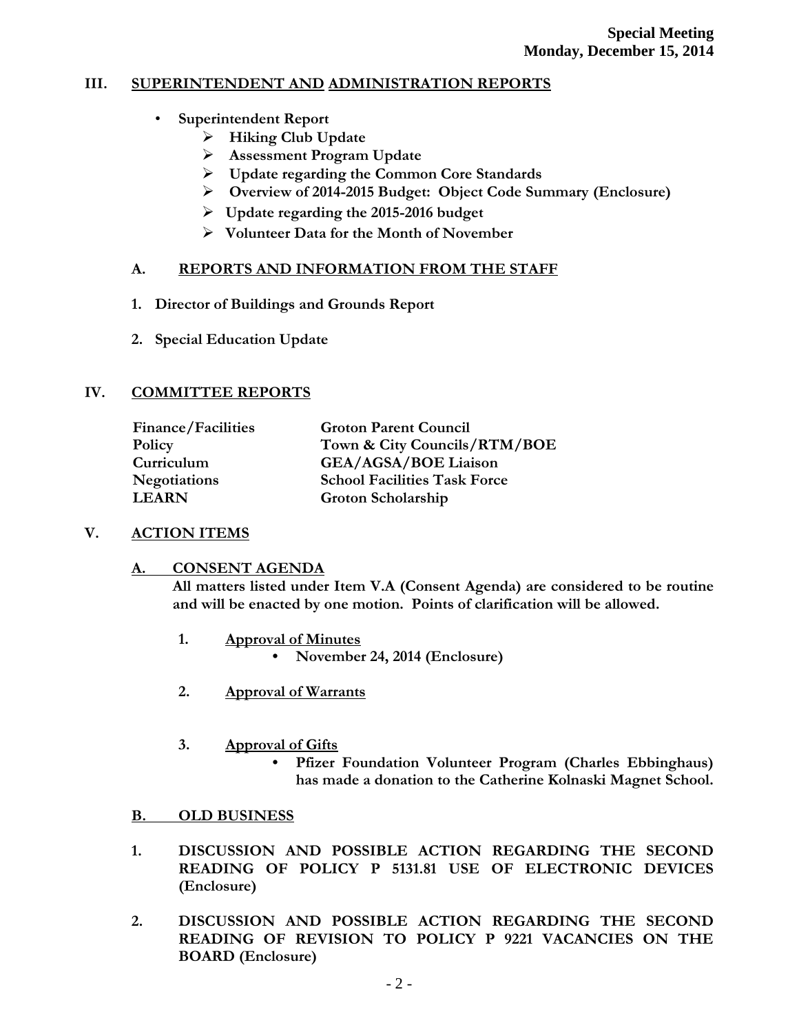## III. SUPERINTENDENT AND ADMINISTRATION REPORTS

- **Superintendent Report**
  - **Hiking Club Update**
  - **Assessment Program Update**
  - **Update regarding the Common Core Standards**
  - **Overview of 2014-2015 Budget: Object Code Summary (Enclosure)**
  - **Update regarding the 2015-2016 budget**
  - **Volunteer Data for the Month of November**

### A. REPORTS AND INFORMATION FROM THE STAFF

1. **Director of Buildings and Grounds Report**
2. **Special Education Update**

## IV. COMMITTEE REPORTS

| | |
|---|---|
| **Finance/Facilities** | **Groton Parent Council** |
| **Policy** | **Town & City Councils/RTM/BOE** |
| **Curriculum** | **GEA/AGSA/BOE Liaison** |
| **Negotiations** | **School Facilities Task Force** |
| **LEARN** | **Groton Scholarship** |

## V. ACTION ITEMS

### A. CONSENT AGENDA

**All matters listed under Item V.A (Consent Agenda) are considered to be routine and will be enacted by one motion. Points of clarification will be allowed.**

1. **Approval of Minutes**
   - **November 24, 2014 (Enclosure)**
2. **Approval of Warrants**
3. **Approval of Gifts**
   - **Pfizer Foundation Volunteer Program (Charles Ebbinghaus) has made a donation to the Catherine Kolnaski Magnet School.**

### B. OLD BUSINESS

1. **DISCUSSION AND POSSIBLE ACTION REGARDING THE SECOND READING OF POLICY P 5131.81 USE OF ELECTRONIC DEVICES (Enclosure)**
2. **DISCUSSION AND POSSIBLE ACTION REGARDING THE SECOND READING OF REVISION TO POLICY P 9221 VACANCIES ON THE BOARD (Enclosure)**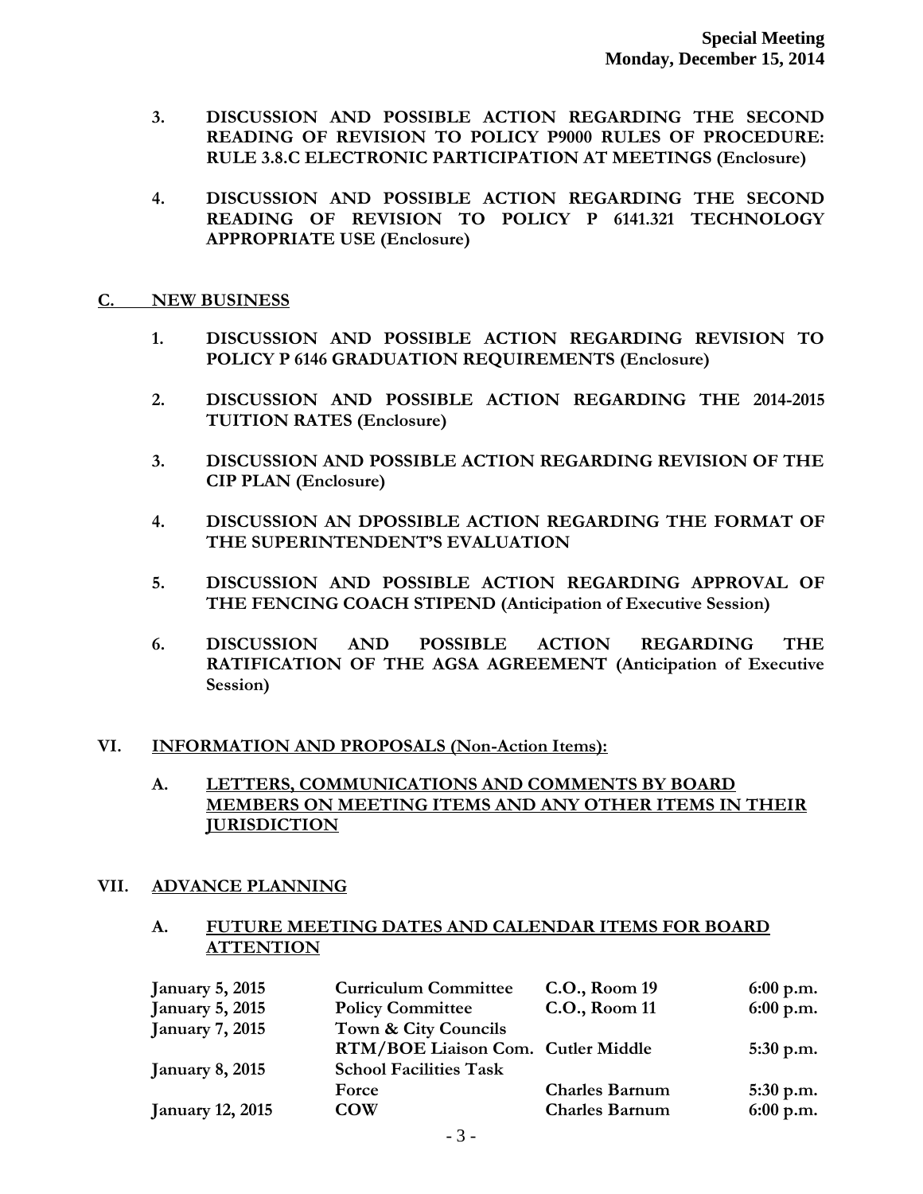3. **DISCUSSION AND POSSIBLE ACTION REGARDING THE SECOND READING OF REVISION TO POLICY P9000 RULES OF PROCEDURE: RULE 3.8.C ELECTRONIC PARTICIPATION AT MEETINGS (Enclosure)**

4. **DISCUSSION AND POSSIBLE ACTION REGARDING THE SECOND READING OF REVISION TO POLICY P 6141.321 TECHNOLOGY APPROPRIATE USE (Enclosure)**

### C. NEW BUSINESS

1. **DISCUSSION AND POSSIBLE ACTION REGARDING REVISION TO POLICY P 6146 GRADUATION REQUIREMENTS (Enclosure)**

2. **DISCUSSION AND POSSIBLE ACTION REGARDING THE 2014-2015 TUITION RATES (Enclosure)**

3. **DISCUSSION AND POSSIBLE ACTION REGARDING REVISION OF THE CIP PLAN (Enclosure)**

4. **DISCUSSION AN DPOSSIBLE ACTION REGARDING THE FORMAT OF THE SUPERINTENDENT'S EVALUATION**

5. **DISCUSSION AND POSSIBLE ACTION REGARDING APPROVAL OF THE FENCING COACH STIPEND (Anticipation of Executive Session)**

6. **DISCUSSION AND POSSIBLE ACTION REGARDING THE RATIFICATION OF THE AGSA AGREEMENT (Anticipation of Executive Session)**

## VI. INFORMATION AND PROPOSALS (Non-Action Items):

### A. LETTERS, COMMUNICATIONS AND COMMENTS BY BOARD MEMBERS ON MEETING ITEMS AND ANY OTHER ITEMS IN THEIR JURISDICTION

## VII. ADVANCE PLANNING

### A. FUTURE MEETING DATES AND CALENDAR ITEMS FOR BOARD ATTENTION

| | | | |
|---|---|---|---|
| **January 5, 2015** | **Curriculum Committee** | **C.O., Room 19** | **6:00 p.m.** |
| **January 5, 2015** | **Policy Committee** | **C.O., Room 11** | **6:00 p.m.** |
| **January 7, 2015** | **Town & City Councils RTM/BOE Liaison Com.** | **Cutler Middle** | **5:30 p.m.** |
| **January 8, 2015** | **School Facilities Task Force** | **Charles Barnum** | **5:30 p.m.** |
| **January 12, 2015** | **COW** | **Charles Barnum** | **6:00 p.m.** |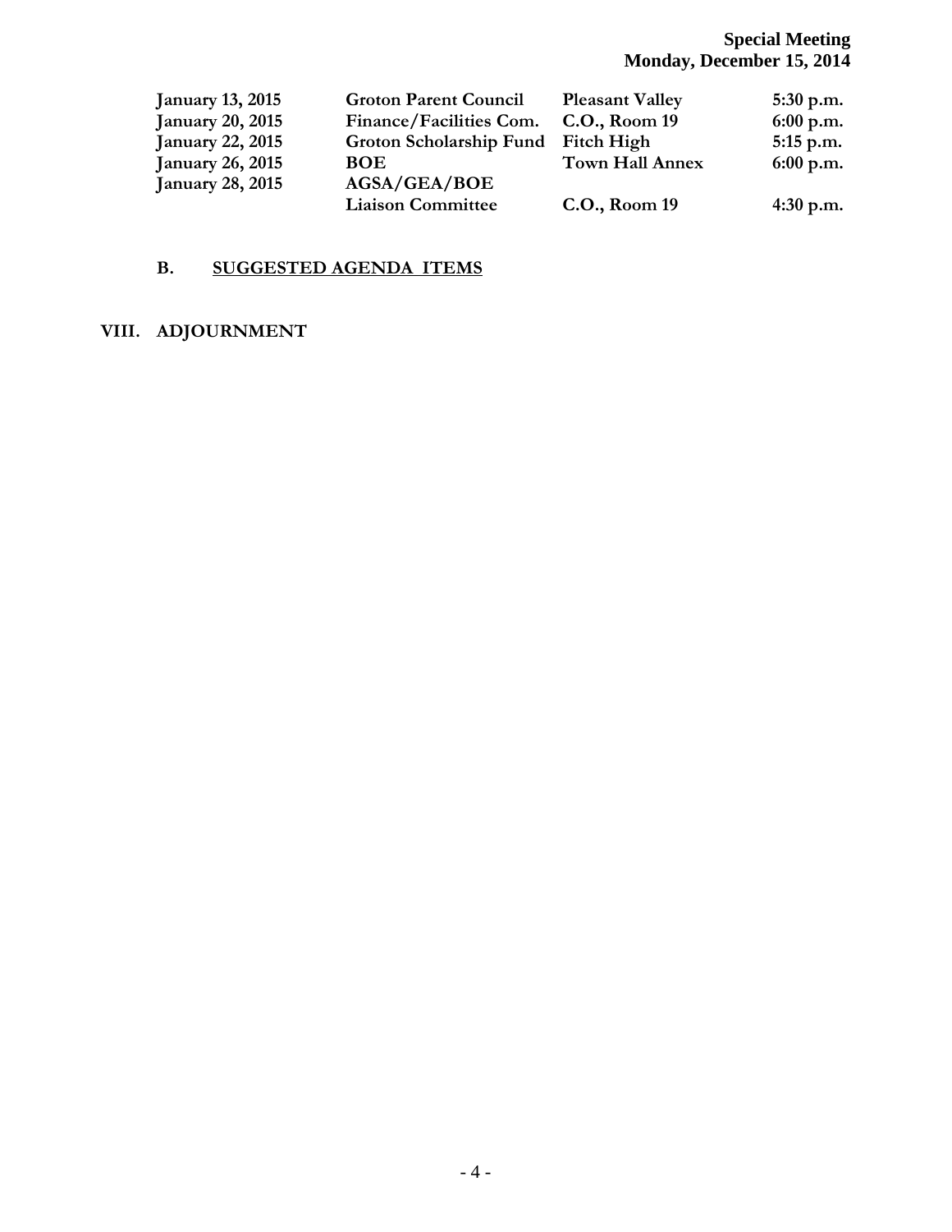| | | | |
|---|---|---|---|
| **January 13, 2015** | **Groton Parent Council** | **Pleasant Valley** | **5:30 p.m.** |
| **January 20, 2015** | **Finance/Facilities Com.** | **C.O., Room 19** | **6:00 p.m.** |
| **January 22, 2015** | **Groton Scholarship Fund** | **Fitch High** | **5:15 p.m.** |
| **January 26, 2015** | **BOE** | **Town Hall Annex** | **6:00 p.m.** |
| **January 28, 2015** | **AGSA/GEA/BOE Liaison Committee** | **C.O., Room 19** | **4:30 p.m.** |

**B. <u>SUGGESTED AGENDA ITEMS</u>**

**VIII. ADJOURNMENT**